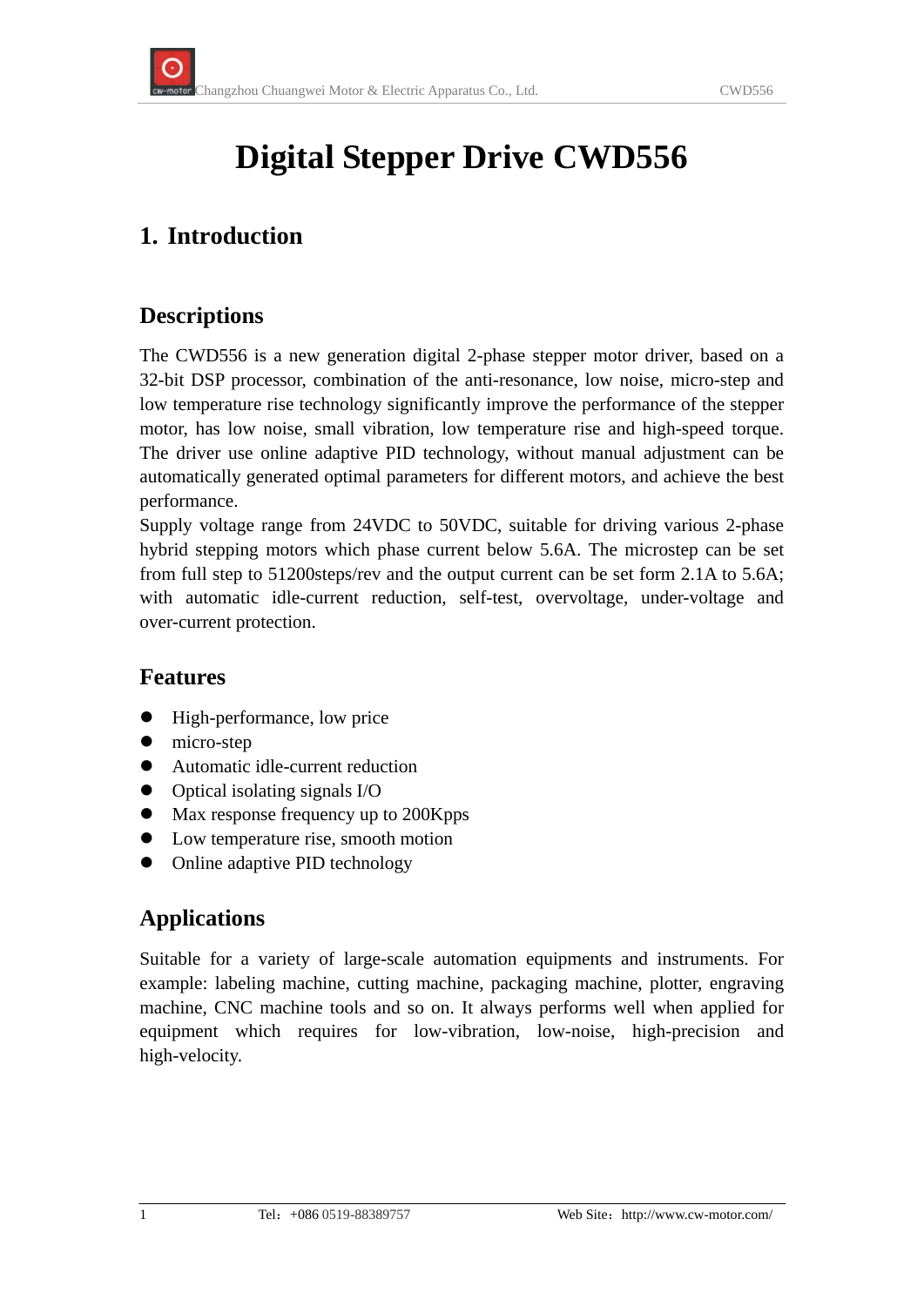# Digital Stepper Drive CWD556

## 1. Introduction

### Descriptions

The CWD556 is a new generation digital 2-phase stepper motor driver, based on a 32-bit DSP processor, combination of the anti-resonance, low noise, micro-step and low temperature rise technology significantly improve the performance of the stepper motor, has low noise, small vibration, low temperature rise and high-speed torque. The driver use online adaptive PID technology, without manual adjustment can be automatically generated optimal parameters for different motors, and achieve the best performance.
Supply voltage range from 24VDC to 50VDC, suitable for driving various 2-phase hybrid stepping motors which phase current below 5.6A. The microstep can be set from full step to 51200steps/rev and the output current can be set form 2.1A to 5.6A; with automatic idle-current reduction, self-test, overvoltage, under-voltage and over-current protection.

### Features

- High-performance, low price
- micro-step
- Automatic idle-current reduction
- Optical isolating signals I/O
- Max response frequency up to 200Kpps
- Low temperature rise, smooth motion
- Online adaptive PID technology

### Applications

Suitable for a variety of large-scale automation equipments and instruments. For example: labeling machine, cutting machine, packaging machine, plotter, engraving machine, CNC machine tools and so on. It always performs well when applied for equipment which requires for low-vibration, low-noise, high-precision and high-velocity.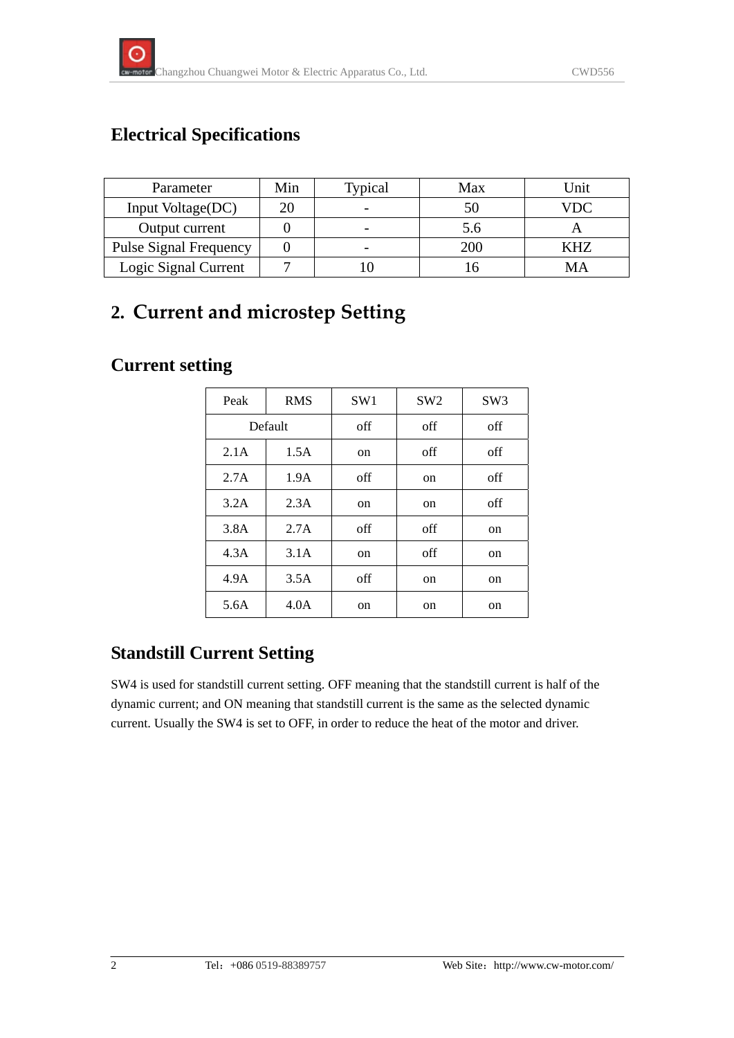## Electrical Specifications

| Parameter | Min | Typical | Max | Unit |
|---|---|---|---|---|
| Input Voltage(DC) | 20 | - | 50 | VDC |
| Output current | 0 | - | 5.6 | A |
| Pulse Signal Frequency | 0 | - | 200 | KHZ |
| Logic Signal Current | 7 | 10 | 16 | MA |

# 2. Current and microstep Setting

## Current setting

| Peak | RMS | SW1 | SW2 | SW3 |
|---|---|---|---|---|
| Default | | off | off | off |
| 2.1A | 1.5A | on | off | off |
| 2.7A | 1.9A | off | on | off |
| 3.2A | 2.3A | on | on | off |
| 3.8A | 2.7A | off | off | on |
| 4.3A | 3.1A | on | off | on |
| 4.9A | 3.5A | off | on | on |
| 5.6A | 4.0A | on | on | on |

## Standstill Current Setting

SW4 is used for standstill current setting. OFF meaning that the standstill current is half of the dynamic current; and ON meaning that standstill current is the same as the selected dynamic current. Usually the SW4 is set to OFF, in order to reduce the heat of the motor and driver.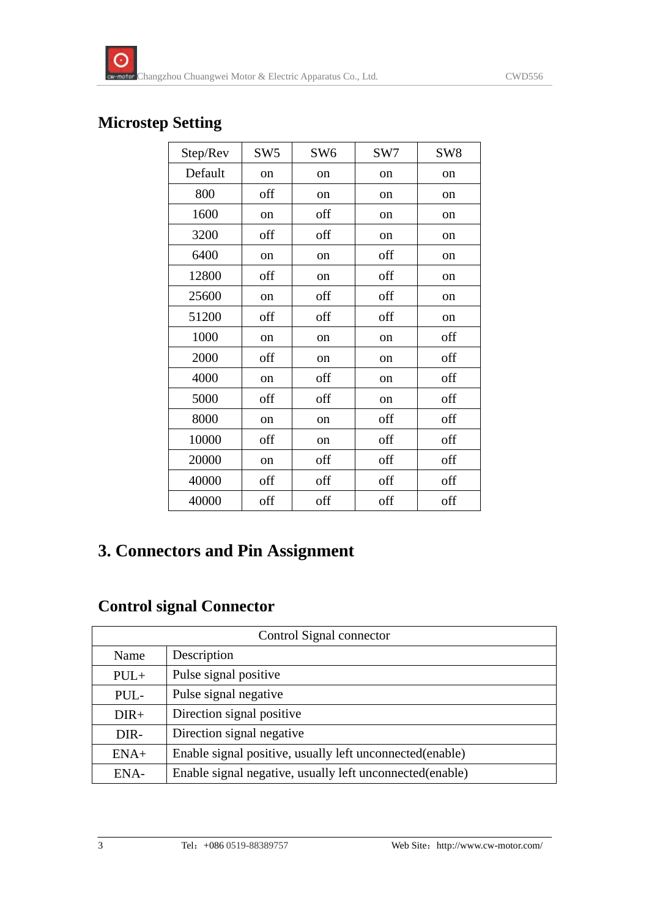## Microstep Setting

| Step/Rev | SW5 | SW6 | SW7 | SW8 |
|---|---|---|---|---|
| Default | on | on | on | on |
| 800 | off | on | on | on |
| 1600 | on | off | on | on |
| 3200 | off | off | on | on |
| 6400 | on | on | off | on |
| 12800 | off | on | off | on |
| 25600 | on | off | off | on |
| 51200 | off | off | off | on |
| 1000 | on | on | on | off |
| 2000 | off | on | on | off |
| 4000 | on | off | on | off |
| 5000 | off | off | on | off |
| 8000 | on | on | off | off |
| 10000 | off | on | off | off |
| 20000 | on | off | off | off |
| 40000 | off | off | off | off |
| 40000 | off | off | off | off |

# 3. Connectors and Pin Assignment

## Control signal Connector

| Control Signal connector | |
|---|---|
| Name | Description |
| PUL+ | Pulse signal positive |
| PUL- | Pulse signal negative |
| DIR+ | Direction signal positive |
| DIR- | Direction signal negative |
| ENA+ | Enable signal positive, usually left unconnected(enable) |
| ENA- | Enable signal negative, usually left unconnected(enable) |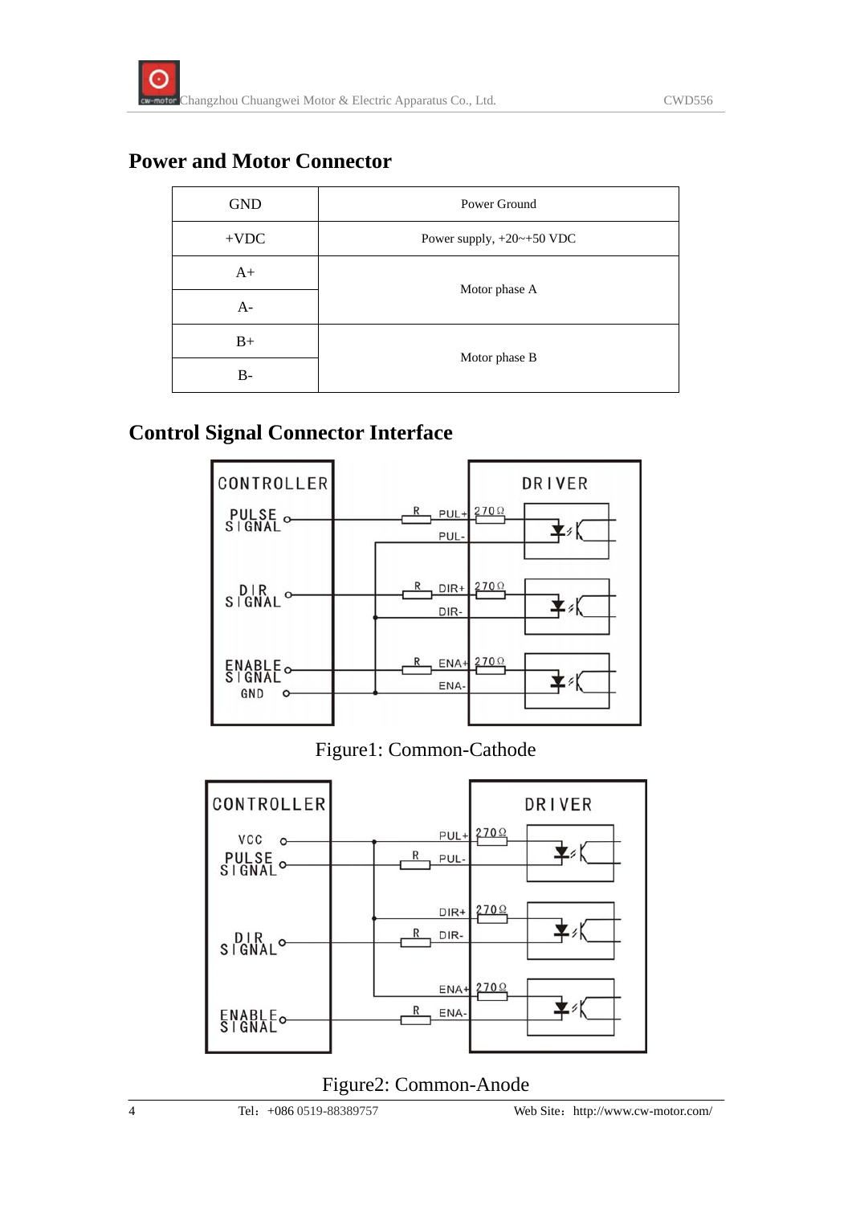## Power and Motor Connector

| | |
|---|---|
| GND | Power Ground |
| +VDC | Power supply, +20~+50 VDC |
| A+ | Motor phase A |
| A- | |
| B+ | Motor phase B |
| B- | |

## Control Signal Connector Interface

Figure1: Common-Cathode

Figure2: Common-Anode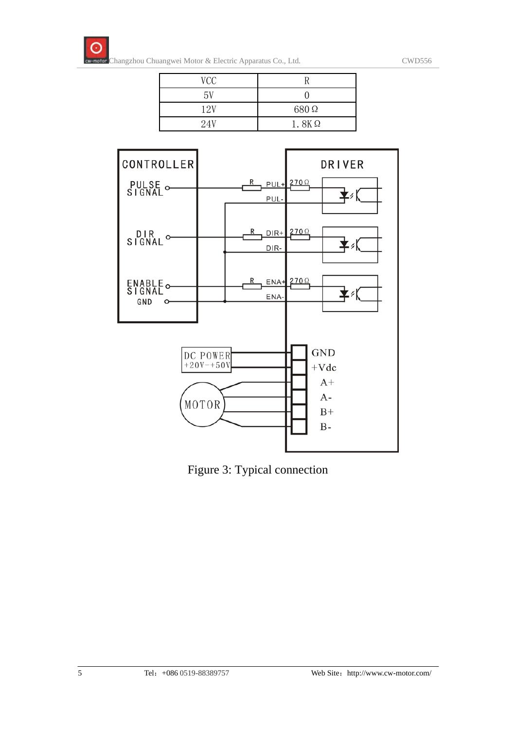| VCC | R |
| --- | --- |
| 5V | 0 |
| 12V | 680 Ω |
| 24V | 1. 8K Ω |

Figure 3: Typical connection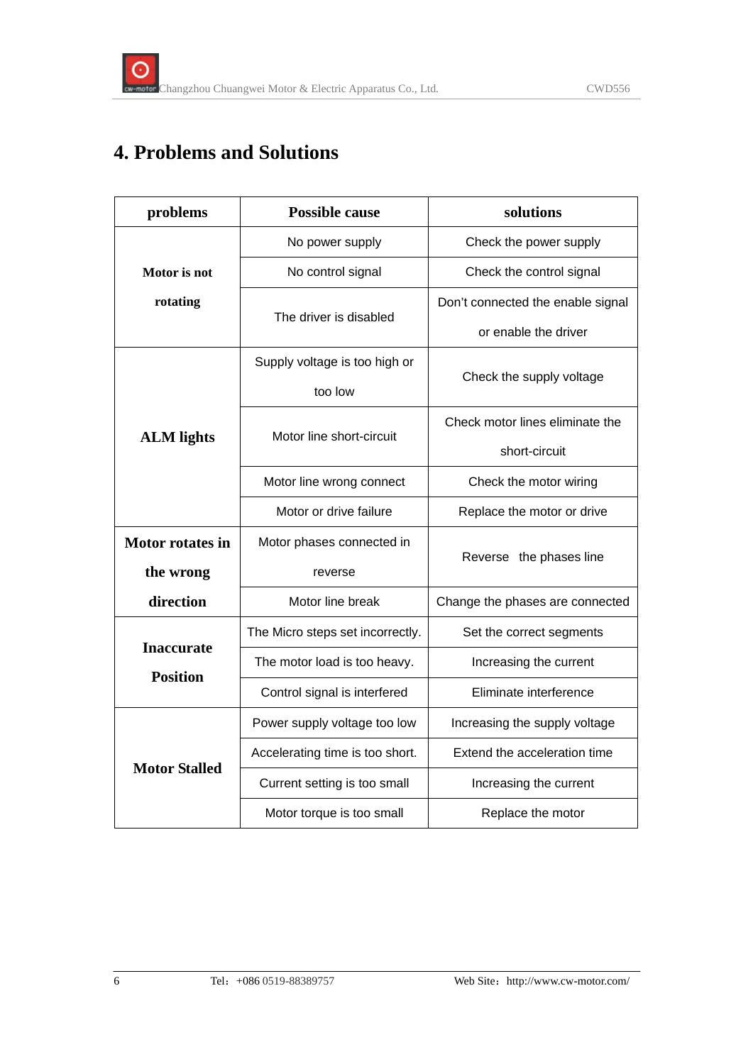# 4. Problems and Solutions

| problems | Possible cause | solutions |
|---|---|---|
| Motor is not rotating | No power supply | Check the power supply |
| | No control signal | Check the control signal |
| | The driver is disabled | Don't connected the enable signal or enable the driver |
| ALM lights | Supply voltage is too high or too low | Check the supply voltage |
| | Motor line short-circuit | Check motor lines eliminate the short-circuit |
| | Motor line wrong connect | Check the motor wiring |
| | Motor or drive failure | Replace the motor or drive |
| Motor rotates in the wrong direction | Motor phases connected in reverse | Reverse the phases line |
| | Motor line break | Change the phases are connected |
| Inaccurate Position | The Micro steps set incorrectly. | Set the correct segments |
| | The motor load is too heavy. | Increasing the current |
| | Control signal is interfered | Eliminate interference |
| Motor Stalled | Power supply voltage too low | Increasing the supply voltage |
| | Accelerating time is too short. | Extend the acceleration time |
| | Current setting is too small | Increasing the current |
| | Motor torque is too small | Replace the motor |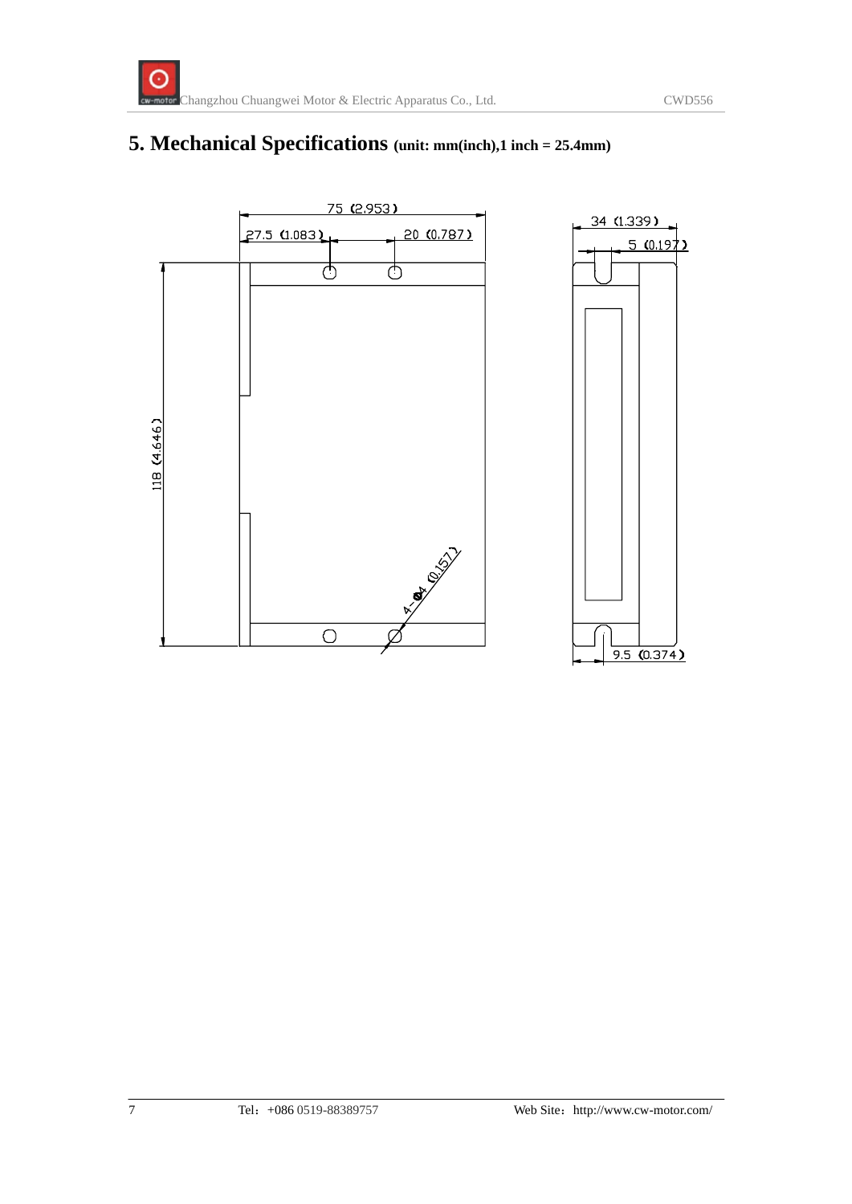# 5. Mechanical Specifications (unit: mm(inch),1 inch = 25.4mm)

75 (2.953)

27.5 (1.083)

20 (0.787)

118 (4.646)

4-Φ4 (0.157)

34 (1.339)

5 (0.197)

9.5 (0.374)